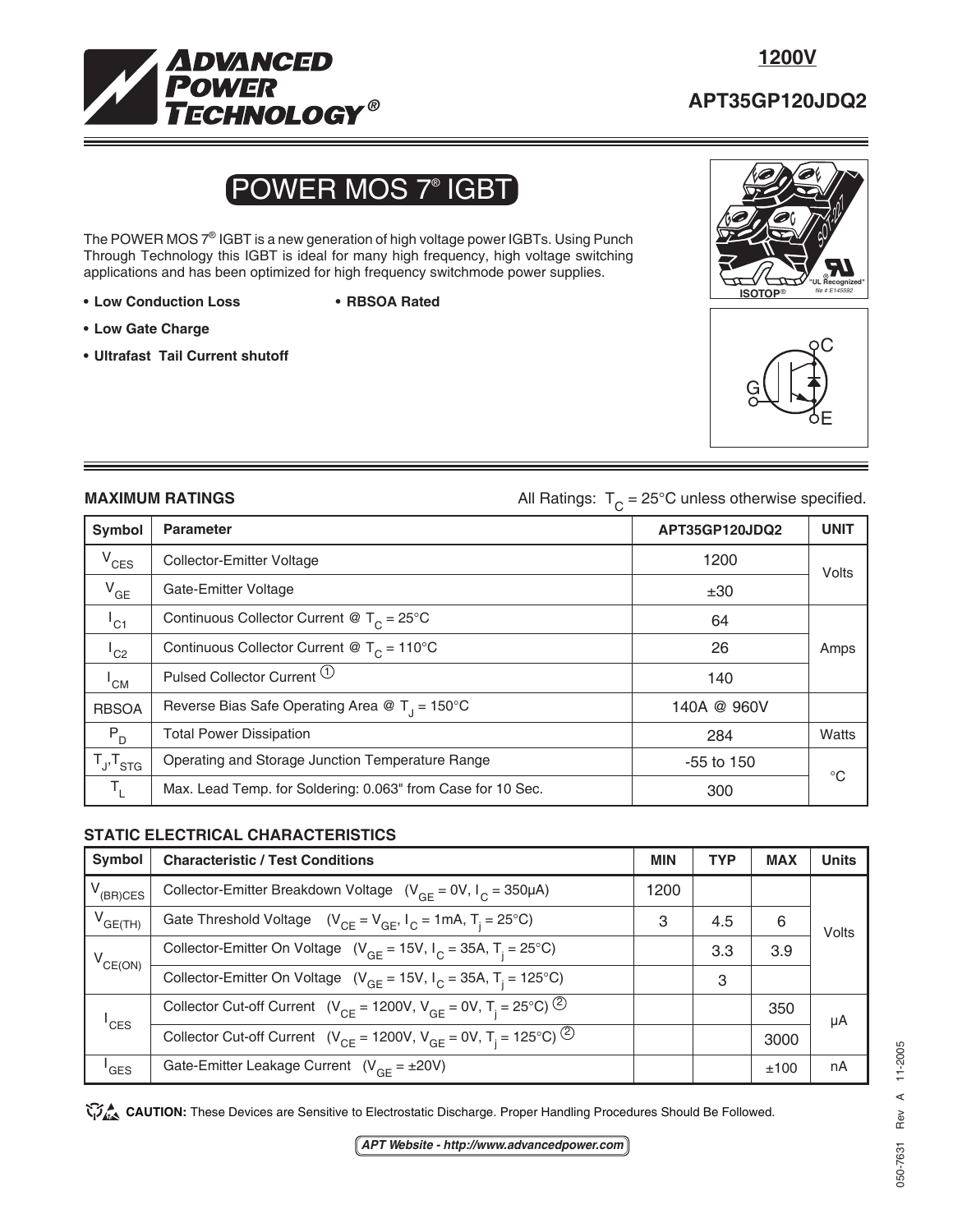**1200V**

**APT35GP120JDQ2**

# POWER MOS 7® IGBT

The POWER MOS 7® IGBT is a new generation of high voltage power IGBTs. Using Punch Through Technology this IGBT is ideal for many high frequency, high voltage switching applications and has been optimized for high frequency switchmode power supplies.

- **Low Conduction Loss**
- **Low Gate Charge**
- **Ultrafast Tail Current shutoff**
- **RBSOA Rated**

ISOTOP® SOT-227 "UL Recognized" file # E145592

C G E

### MAXIMUM RATINGS

All Ratings: $T_C$ = 25°C unless otherwise specified.

| Symbol | Parameter | APT35GP120JDQ2 | UNIT |
|---|---|---|---|
| $V_{CES}$ | Collector-Emitter Voltage | 1200 | Volts |
| $V_{GE}$ | Gate-Emitter Voltage | ±30 | |
| $I_{C1}$ | Continuous Collector Current @ $T_C$ = 25°C | 64 | Amps |
| $I_{C2}$ | Continuous Collector Current @ $T_C$ = 110°C | 26 | |
| $I_{CM}$ | Pulsed Collector Current ① | 140 | |
| RBSOA | Reverse Bias Safe Operating Area @ $T_J$ = 150°C | 140A @ 960V | |
| $P_D$ | Total Power Dissipation | 284 | Watts |
| $T_J$,$T_{STG}$ | Operating and Storage Junction Temperature Range | -55 to 150 | °C |
| $T_L$ | Max. Lead Temp. for Soldering: 0.063" from Case for 10 Sec. | 300 | |

### STATIC ELECTRICAL CHARACTERISTICS

| Symbol | Characteristic / Test Conditions | MIN | TYP | MAX | Units |
|---|---|---|---|---|---|
| $V_{(BR)CES}$ | Collector-Emitter Breakdown Voltage ($V_{GE}$ = 0V, $I_C$ = 350μA) | 1200 | | | Volts |
| $V_{GE(TH)}$ | Gate Threshold Voltage ($V_{CE}$ = $V_{GE}$, $I_C$ = 1mA, $T_j$ = 25°C) | 3 | 4.5 | 6 | |
| $V_{CE(ON)}$ | Collector-Emitter On Voltage ($V_{GE}$ = 15V, $I_C$ = 35A, $T_j$ = 25°C) | | 3.3 | 3.9 | |
| | Collector-Emitter On Voltage ($V_{GE}$ = 15V, $I_C$ = 35A, $T_j$ = 125°C) | | 3 | | |
| $I_{CES}$ | Collector Cut-off Current ($V_{CE}$ = 1200V, $V_{GE}$ = 0V, $T_j$ = 25°C) ② | | | 350 | μA |
| | Collector Cut-off Current ($V_{CE}$ = 1200V, $V_{GE}$ = 0V, $T_j$ = 125°C) ② | | | 3000 | |
| $I_{GES}$ | Gate-Emitter Leakage Current ($V_{GE}$ = ±20V) | | | ±100 | nA |

**CAUTION:** These Devices are Sensitive to Electrostatic Discharge. Proper Handling Procedures Should Be Followed.

*APT Website - http://www.advancedpower.com*

050-7631 Rev A 11-2005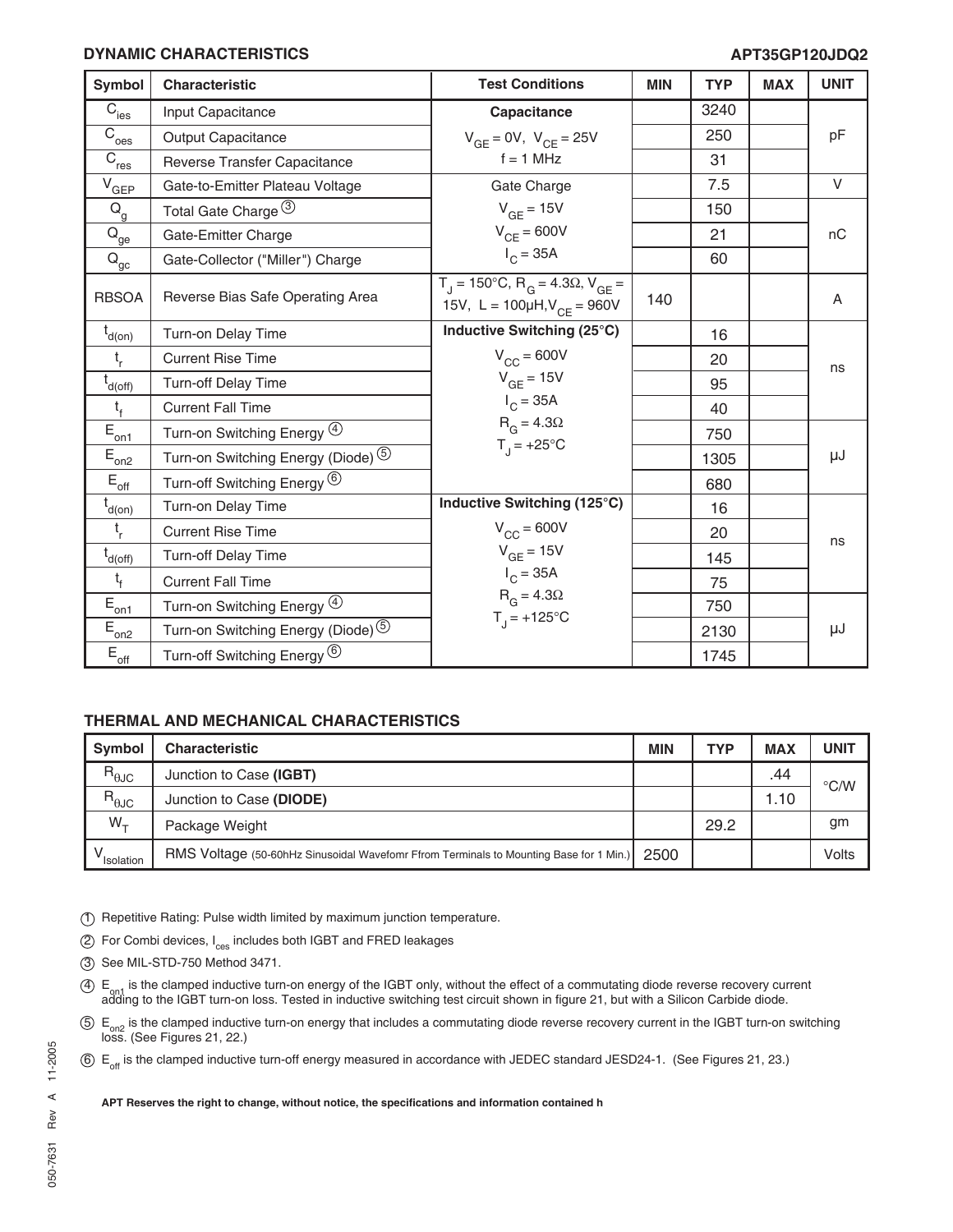## DYNAMIC CHARACTERISTICS

**APT35GP120JDQ2**

| Symbol | Characteristic | Test Conditions | MIN | TYP | MAX | UNIT |
|---|---|---|---|---|---|---|
| $C_{ies}$ | Input Capacitance | **Capacitance** | | 3240 | | pF |
| $C_{oes}$ | Output Capacitance | $V_{GE}$ = 0V, $V_{CE}$ = 25V | | 250 | | |
| $C_{res}$ | Reverse Transfer Capacitance | f = 1 MHz | | 31 | | |
| $V_{GEP}$ | Gate-to-Emitter Plateau Voltage | Gate Charge | | 7.5 | | V |
| $Q_g$ | Total Gate Charge ③ | $V_{GE}$ = 15V | | 150 | | nC |
| $Q_{ge}$ | Gate-Emitter Charge | $V_{CE}$ = 600V | | 21 | | |
| $Q_{gc}$ | Gate-Collector ("Miller") Charge | $I_C$ = 35A | | 60 | | |
| RBSOA | Reverse Bias Safe Operating Area | $T_J$ = 150°C, $R_G$ = 4.3Ω, $V_{GE}$ = 15V, L = 100μH, $V_{CE}$ = 960V | 140 | | | A |
| $t_{d(on)}$ | Turn-on Delay Time | **Inductive Switching (25°C)** | | 16 | | ns |
| $t_r$ | Current Rise Time | $V_{CC}$ = 600V | | 20 | | |
| $t_{d(off)}$ | Turn-off Delay Time | $V_{GE}$ = 15V | | 95 | | |
| $t_f$ | Current Fall Time | $I_C$ = 35A | | 40 | | |
| $E_{on1}$ | Turn-on Switching Energy ④ | $R_G$ = 4.3Ω | | 750 | | μJ |
| $E_{on2}$ | Turn-on Switching Energy (Diode) ⑤ | $T_J$ = +25°C | | 1305 | | |
| $E_{off}$ | Turn-off Switching Energy ⑥ | | | 680 | | |
| $t_{d(on)}$ | Turn-on Delay Time | **Inductive Switching (125°C)** | | 16 | | ns |
| $t_r$ | Current Rise Time | $V_{CC}$ = 600V | | 20 | | |
| $t_{d(off)}$ | Turn-off Delay Time | $V_{GE}$ = 15V | | 145 | | |
| $t_f$ | Current Fall Time | $I_C$ = 35A | | 75 | | |
| $E_{on1}$ | Turn-on Switching Energy ④ | $R_G$ = 4.3Ω | | 750 | | μJ |
| $E_{on2}$ | Turn-on Switching Energy (Diode) ⑤ | $T_J$ = +125°C | | 2130 | | |
| $E_{off}$ | Turn-off Switching Energy ⑥ | | | 1745 | | |

## THERMAL AND MECHANICAL CHARACTERISTICS

| Symbol | Characteristic | MIN | TYP | MAX | UNIT |
|---|---|---|---|---|---|
| $R_{\theta JC}$ | Junction to Case **(IGBT)** | | | .44 | °C/W |
| $R_{\theta JC}$ | Junction to Case **(DIODE)** | | | 1.10 | |
| $W_T$ | Package Weight | | 29.2 | | gm |
| $V_{Isolation}$ | RMS Voltage (50-60hHz Sinusoidal Wavefomr Ffrom Terminals to Mounting Base for 1 Min.) | 2500 | | | Volts |

① Repetitive Rating: Pulse width limited by maximum junction temperature.

② For Combi devices, $I_{ces}$ includes both IGBT and FRED leakages

③ See MIL-STD-750 Method 3471.

④ $E_{on1}$ is the clamped inductive turn-on energy of the IGBT only, without the effect of a commutating diode reverse recovery current adding to the IGBT turn-on loss. Tested in inductive switching test circuit shown in figure 21, but with a Silicon Carbide diode.

⑤ $E_{on2}$ is the clamped inductive turn-on energy that includes a commutating diode reverse recovery current in the IGBT turn-on switching loss. (See Figures 21, 22.)

⑥ $E_{off}$ is the clamped inductive turn-off energy measured in accordance with JEDEC standard JESD24-1. (See Figures 21, 23.)

**APT Reserves the right to change, without notice, the specifications and information contained h**

050-7631 Rev A 11-2005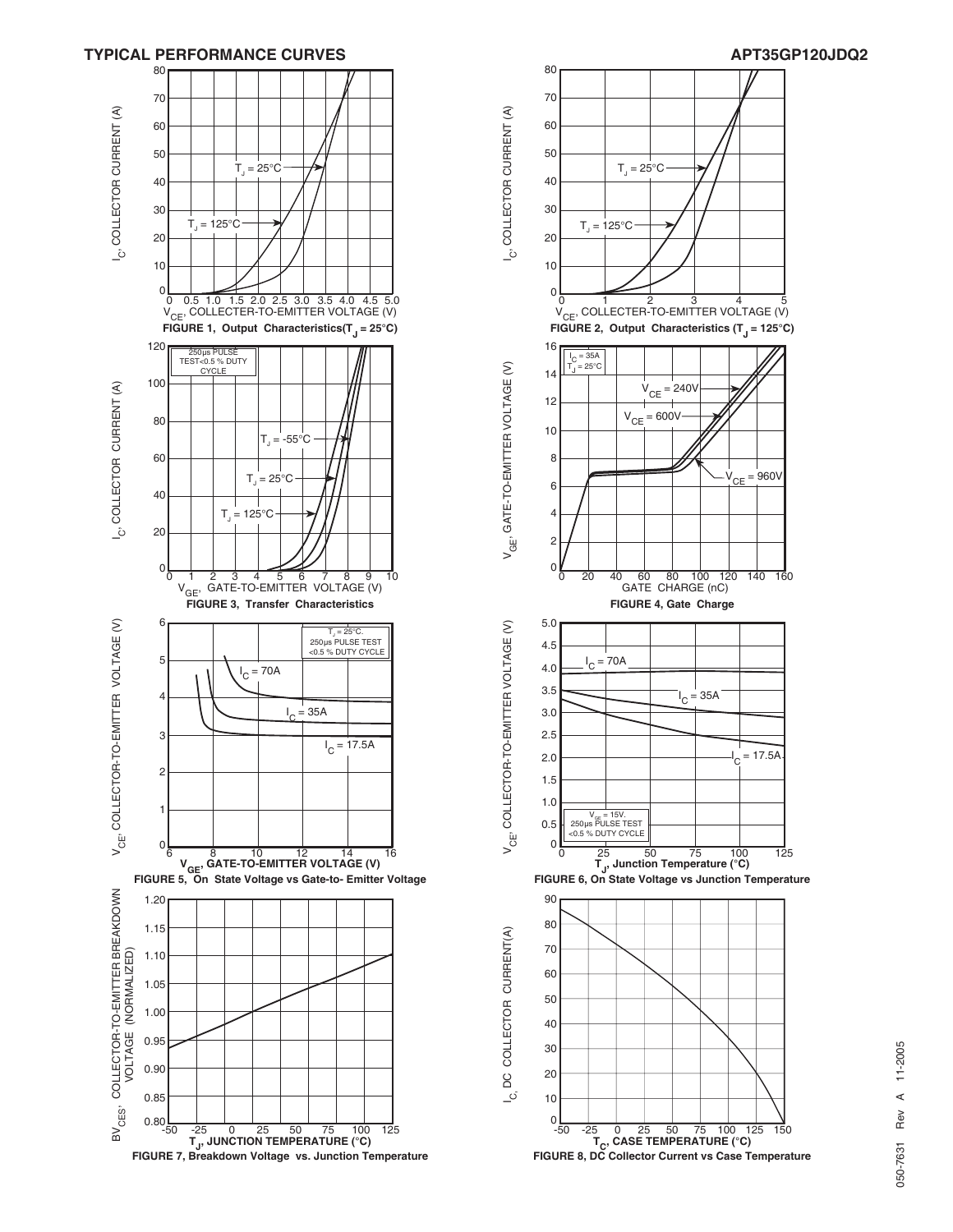## TYPICAL PERFORMANCE CURVES

**APT35GP120JDQ2**

$I_C$, COLLECTOR CURRENT (A)

80
70
60
50
40
30
20
10
0

$T_J$ = 25°C

$T_J$ = 125°C

0 0.5 1.0 1.5 2.0 2.5 3.0 3.5 4.0 4.5 5.0

$V_{CE}$, COLLECTER-TO-EMITTER VOLTAGE (V)

**FIGURE 1, Output Characteristics($T_J$ = 25°C)**

$I_C$, COLLECTOR CURRENT (A)

80
70
60
50
40
30
20
10
0

$T_J$ = 25°C

$T_J$ = 125°C

0 1 2 3 4 5

$V_{CE}$, COLLECTER-TO-EMITTER VOLTAGE (V)

**FIGURE 2, Output Characteristics ($T_J$ = 125°C)**

$I_C$, COLLECTOR CURRENT (A)

120
100
80
60
40
20
0

250µs PULSE TEST<0.5 % DUTY CYCLE

$T_J$ = -55°C

$T_J$ = 25°C

$T_J$ = 125°C

0 1 2 3 4 5 6 7 8 9 10

$V_{GE}$, GATE-TO-EMITTER VOLTAGE (V)

**FIGURE 3, Transfer Characteristics**

$V_{GE}$, GATE-TO-EMITTER VOLTAGE (V)

16
14
12
10
8
6
4
2
0

$I_C$ = 35A
$T_J$ = 25°C

$V_{CE}$ = 240V

$V_{CE}$ = 600V

$V_{CE}$ = 960V

0 20 40 60 80 100 120 140 160

GATE CHARGE (nC)

**FIGURE 4, Gate Charge**

$V_{CE}$, COLLECTOR-TO-EMITTER VOLTAGE (V)

6
5
4
3
2
1
0

$T_J$ = 25°C.
250µs PULSE TEST
<0.5 % DUTY CYCLE

$I_C$ = 70A

$I_C$ = 35A

$I_C$ = 17.5A

6 8 10 12 14 16

$V_{GE}$, GATE-TO-EMITTER VOLTAGE (V)

**FIGURE 5, On State Voltage vs Gate-to- Emitter Voltage**

$V_{CE}$, COLLECTOR-TO-EMITTER VOLTAGE (V)

5.0
4.5
4.0
3.5
3.0
2.5
2.0
1.5
1.0
0.5
0

$I_C$ = 70A

$I_C$ = 35A

$I_C$ = 17.5A

$V_{GE}$ = 15V.
250µs PULSE TEST
<0.5 % DUTY CYCLE

0 25 50 75 100 125

$T_J$, Junction Temperature (°C)

**FIGURE 6, On State Voltage vs Junction Temperature**

$BV_{CES}$, COLLECTOR-TO-EMITTER BREAKDOWN VOLTAGE (NORMALIZED)

1.20
1.15
1.10
1.05
1.00
0.95
0.90
0.85
0.80

-50 -25 0 25 50 75 100 125

$T_J$, JUNCTION TEMPERATURE (°C)

**FIGURE 7, Breakdown Voltage vs. Junction Temperature**

$I_C$, DC COLLECTOR CURRENT(A)

90
80
70
60
50
40
30
20
10
0

-50 -25 0 25 50 75 100 125 150

$T_C$, CASE TEMPERATURE (°C)

**FIGURE 8, DC Collector Current vs Case Temperature**

050-7631 Rev A 11-2005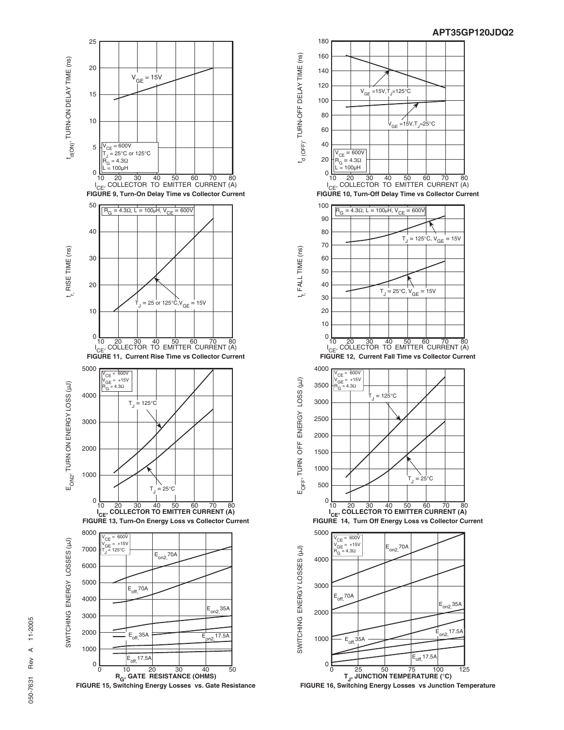FIGURE 9, Turn-On Delay Time vs Collector Current

$t_{d(ON)}$, TURN-ON DELAY TIME (ns)

25
20
15
10
5
0

$V_{GE}$ = 15V

$V_{CE}$ = 600V
$T_J$ = 25°C or 125°C
$R_G$ = 4.3Ω
L = 100μH

10 20 30 40 50 60 70 80

$I_{CE}$, COLLECTOR TO EMITTER CURRENT (A)

FIGURE 10, Turn-Off Delay Time vs Collector Current

$t_{d\,(OFF)}$, TURN-OFF DELAY TIME (ns)

180
160
140
120
100
80
60
40
20
0

$V_{GE}$ =15V,$T_J$=125°C

$V_{GE}$ =15V,$T_J$=25°C

$V_{CE}$ = 600V
$R_G$ = 4.3Ω
L = 100μH

10 20 30 40 50 60 70 80

$I_{CE}$, COLLECTOR TO EMITTER CURRENT (A)

FIGURE 11, Current Rise Time vs Collector Current

$t_r$, RISE TIME (ns)

50
40
30
20
10
0

$R_G$ = 4.3Ω, L = 100μH, $V_{CE}$ = 600V

$T_J$ = 25 or 125°C,$V_{GE}$ = 15V

10 20 30 40 50 60 70 80

$I_{CE}$, COLLECTOR TO EMITTER CURRENT (A)

FIGURE 12, Current Fall Time vs Collector Current

$t_f$, FALL TIME (ns)

100
90
80
70
60
50
40
30
20
10
0

$R_G$ = 4.3Ω, L = 100μH, $V_{CE}$ = 600V

$T_J$ = 125°C, $V_{GE}$ = 15V

$T_J$ = 25°C, $V_{GE}$ = 15V

10 20 30 40 50 60 70 80

$I_{CE}$, COLLECTOR TO EMITTER CURRENT (A)

FIGURE 13, Turn-On Energy Loss vs Collector Current

$E_{ON2}$, TURN ON ENERGY LOSS (μJ)

5000
4000
3000
2000
1000
0

$V_{CE}$ = 600V
$V_{GE}$ = +15V
$R_G$ = 4.3Ω

$T_J$ = 125°C

$T_J$ = 25°C

10 20 30 40 50 60 70 80

$I_{CE}$, COLLECTOR TO EMITTER CURRENT (A)

FIGURE 14, Turn Off Energy Loss vs Collector Current

$E_{OFF}$, TURN OFF ENERGY LOSS (μJ)

4000
3500
3000
2500
2000
1500
1000
500
0

$V_{CE}$ = 600V
$V_{GE}$ = +15V
$R_G$ = 4.3Ω

$T_J$ = 125°C

$T_J$ = 25°C

10 20 30 40 50 60 70 80

$I_{CE}$, COLLECTOR TO EMITTER CURRENT (A)

FIGURE 15, Switching Energy Losses vs. Gate Resistance

SWITCHING ENERGY LOSSES (μJ)

8000
7000
6000
5000
4000
3000
2000
1000
0

$V_{CE}$ = 600V
$V_{GE}$ = +15V
$T_J$ = 125°C

$E_{on2}$,70A

$E_{off}$,70A

$E_{on2}$,35A

$E_{off}$,35A

$E_{on2}$,17.5A

$E_{off}$,17.5A

0 10 20 30 40 50

$R_G$, GATE RESISTANCE (OHMS)

FIGURE 16, Switching Energy Losses vs Junction Temperature

SWITCHING ENERGY LOSSES (μJ)

5000
4000
3000
2000
1000
0

$V_{CE}$ = 600V
$V_{GE}$ = +15V
$R_G$ = 4.3Ω

$E_{on2}$,70A

$E_{off}$,70A

$E_{on2}$,35A

$E_{on2}$,17.5A

$E_{off}$,35A

$E_{off}$,17.5A

0 25 50 75 100 125

$T_J$, JUNCTION TEMPERATURE (°C)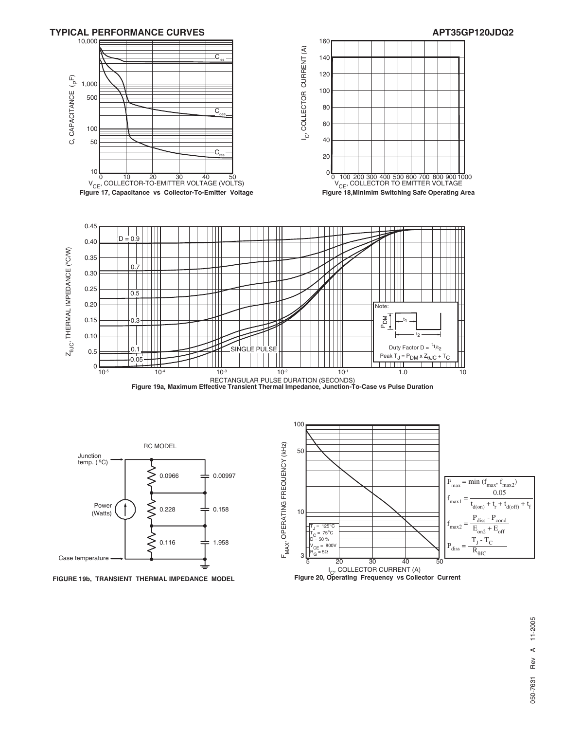## TYPICAL PERFORMANCE CURVES

APT35GP120JDQ2

10,000
1,000
500
100
50
10

C, CAPACITANCE (pF)

$C_{ies}$

$C_{oes}$

$C_{res}$

0 10 20 30 40 50

$V_{CE}$, COLLECTOR-TO-EMITTER VOLTAGE (VOLTS)

**Figure 17, Capacitance vs Collector-To-Emitter Voltage**

160
140
120
100
80
60
40
20
0

$I_C$, COLLECTOR CURRENT (A)

0 100 200 300 400 500 600 700 800 900 1000

$V_{CE}$, COLLECTOR TO EMITTER VOLTAGE

**Figure 18,Minimim Switching Safe Operating Area**

0.45
0.40
0.35
0.30
0.25
0.20
0.15
0.10
0.5
0

$Z_{\theta JC}$, THERMAL IMPEDANCE (°C/W)

D = 0.9

0.7

0.5

0.3

0.1

0.05

SINGLE PULSE

Note:

$P_{DM}$

$t_1$

$t_2$

Duty Factor D = $t_1/t_2$

Peak $T_J = P_{DM} \times Z_{\theta JC} + T_C$

$10^{-5}$ $10^{-4}$ $10^{-3}$ $10^{-2}$ $10^{-1}$ 1.0 10

RECTANGULAR PULSE DURATION (SECONDS)

**Figure 19a, Maximum Effective Transient Thermal Impedance, Junction-To-Case vs Pulse Duration**

RC MODEL

Junction temp. (°C)

Power (Watts)

Case temperature

0.0966 0.00997

0.228 0.158

0.116 1.958

**FIGURE 19b, TRANSIENT THERMAL IMPEDANCE MODEL**

100
50
10
3

$F_{MAX}$, OPERATING FREQUENCY (kHz)

$T_J$ = 125°C
$T_C$ = 75°C
D = 50 %
$V_{CE}$ = 800V
$R_G$ = 5Ω

5 20 30 40 50

$I_C$, COLLECTOR CURRENT (A)

$$F_{max} = \min(f_{max}, f_{max2})$$

$$f_{max1} = \frac{0.05}{t_{d(on)} + t_r + t_{d(off)} + t_f}$$

$$f_{max2} = \frac{P_{diss} - P_{cond}}{E_{on2} + E_{off}}$$

$$P_{diss} = \frac{T_J - T_C}{R_{\theta JC}}$$

**Figure 20, Operating Frequency vs Collector Current**

050-7631 Rev A 11-2005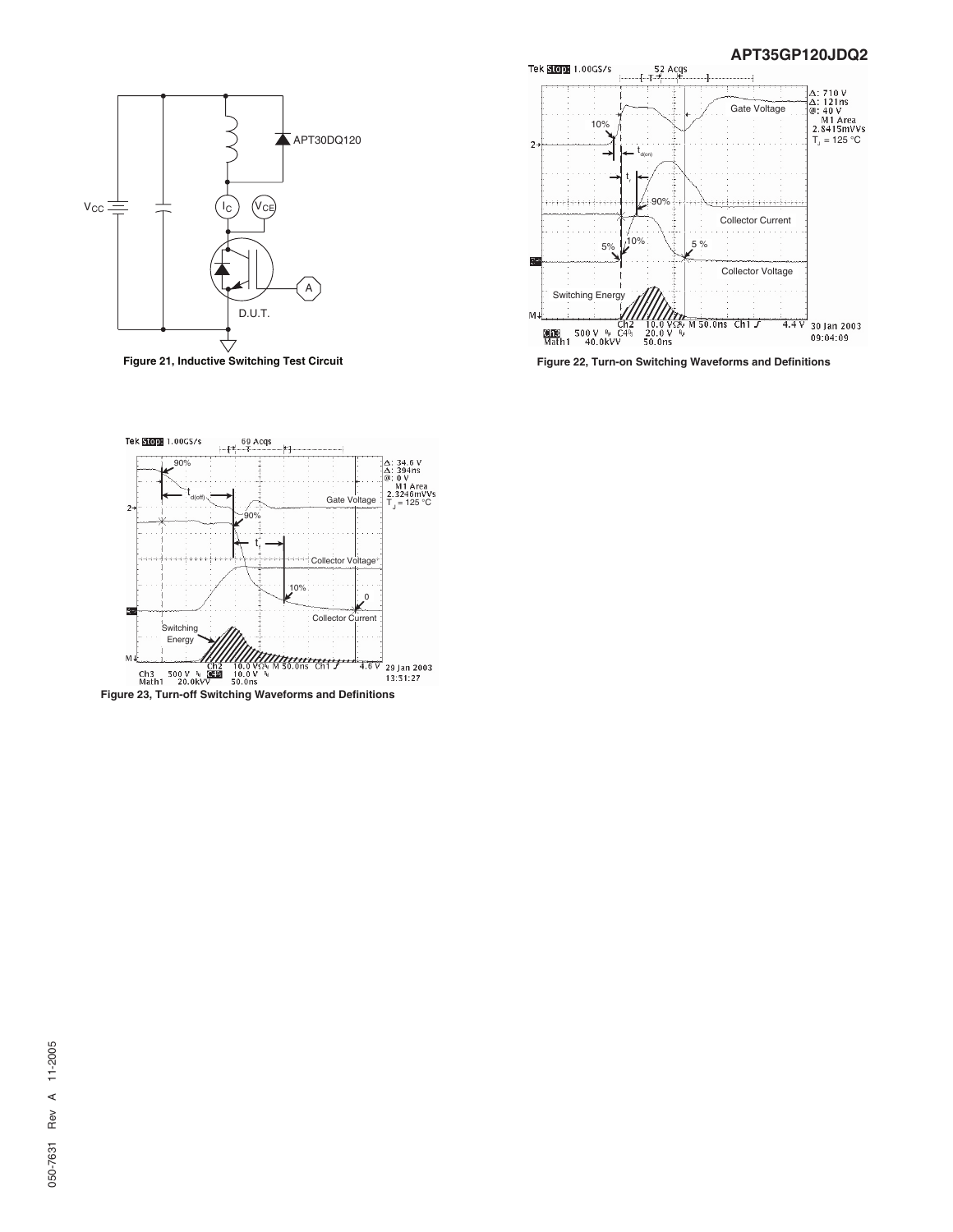$V_{CC}$

APT30DQ120

$I_C$

$V_{CE}$

A

D.U.T.

**Figure 21, Inductive Switching Test Circuit**

Tek Stop: 1.00GS/s 52 Acqs

Δ: 710 V
Δ: 121ns
@: 40 V
M1 Area
2.8415mVVs
$T_J$ = 125 °C

Gate Voltage

10%

$t_{d(on)}$

$t_r$

90%

Collector Current

5%

10%

5 %

Collector Voltage

Switching Energy

Ch3 500 V Ch2 10.0 V M 50.0ns Ch1 4.4 V
Math1 40.0kV C4 20.0 V 50.0ns

30 Jan 2003
09:04:09

**Figure 22, Turn-on Switching Waveforms and Definitions**

Tek Stop: 1.00GS/s 69 Acqs

90%

Δ: 34.6 V
Δ: 394ns
@: 0 V
M1 Area
2.3246mVVs
$T_J$ = 125 °C

$t_{d(off)}$

Gate Voltage

90%

$t_f$

Collector Voltage

10%

0

Collector Current

Switching Energy

Ch3 500 V Ch2 10.0 V M 50.0ns Ch1 4.6 V
Math1 20.0kV C4 10.0 V 50.0ns

29 Jan 2003
13:51:27

**Figure 23, Turn-off Switching Waveforms and Definitions**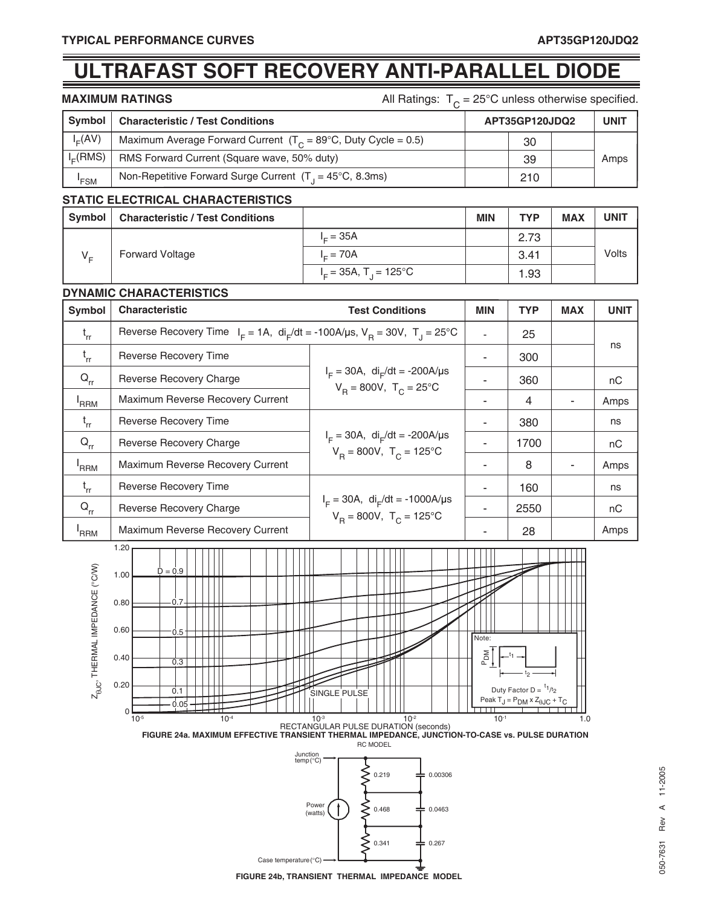# ULTRAFAST SOFT RECOVERY ANTI-PARALLEL DIODE

**MAXIMUM RATINGS**

All Ratings: $T_C$ = 25°C unless otherwise specified.

| Symbol | Characteristic / Test Conditions | APT35GP120JDQ2 | UNIT |
|---|---|---|---|
| $I_F(AV)$ | Maximum Average Forward Current ($T_C$ = 89°C, Duty Cycle = 0.5) | 30 | Amps |
| $I_F(RMS)$ | RMS Forward Current (Square wave, 50% duty) | 39 | Amps |
| $I_{FSM}$ | Non-Repetitive Forward Surge Current ($T_J$ = 45°C, 8.3ms) | 210 | Amps |

**STATIC ELECTRICAL CHARACTERISTICS**

| Symbol | Characteristic / Test Conditions | | MIN | TYP | MAX | UNIT |
|---|---|---|---|---|---|---|
| $V_F$ | Forward Voltage | $I_F$ = 35A | | 2.73 | | Volts |
| | | $I_F$ = 70A | | 3.41 | | |
| | | $I_F$ = 35A, $T_J$ = 125°C | | 1.93 | | |

**DYNAMIC CHARACTERISTICS**

| Symbol | Characteristic | Test Conditions | MIN | TYP | MAX | UNIT |
|---|---|---|---|---|---|---|
| $t_{rr}$ | Reverse Recovery Time | $I_F$ = 1A, $di_F/dt$ = -100A/µs, $V_R$ = 30V, $T_J$ = 25°C | - | 25 | | ns |
| $t_{rr}$ | Reverse Recovery Time | $I_F$ = 30A, $di_F/dt$ = -200A/µs $V_R$ = 800V, $T_C$ = 25°C | - | 300 | | ns |
| $Q_{rr}$ | Reverse Recovery Charge | | - | 360 | | nC |
| $I_{RRM}$ | Maximum Reverse Recovery Current | | - | 4 | - | Amps |
| $t_{rr}$ | Reverse Recovery Time | $I_F$ = 30A, $di_F/dt$ = -200A/µs $V_R$ = 800V, $T_C$ = 125°C | - | 380 | | ns |
| $Q_{rr}$ | Reverse Recovery Charge | | - | 1700 | | nC |
| $I_{RRM}$ | Maximum Reverse Recovery Current | | - | 8 | - | Amps |
| $t_{rr}$ | Reverse Recovery Time | $I_F$ = 30A, $di_F/dt$ = -1000A/µs $V_R$ = 800V, $T_C$ = 125°C | - | 160 | | ns |
| $Q_{rr}$ | Reverse Recovery Charge | | - | 2550 | | nC |
| $I_{RRM}$ | Maximum Reverse Recovery Current | | - | 28 | | Amps |

$Z_{\theta JC}$, THERMAL IMPEDANCE (°C/W)

1.20
1.00
0.80
0.60
0.40
0.20
0

D = 0.9
0.7
0.5
0.3
0.1
0.05
SINGLE PULSE

Note:
$P_{DM}$
$t_1$
$t_2$
Duty Factor D = $t_1/t_2$
Peak $T_J$ = $P_{DM}$ x $Z_{\theta JC}$ + $T_C$

$10^{-5}$ $10^{-4}$ $10^{-3}$ $10^{-2}$ $10^{-1}$ 1.0

RECTANGULAR PULSE DURATION (seconds)

**FIGURE 24a. MAXIMUM EFFECTIVE TRANSIENT THERMAL IMPEDANCE, JUNCTION-TO-CASE vs. PULSE DURATION**

RC MODEL

Junction temp (°C)

Power (watts)

0.219 0.00306
0.468 0.0463
0.341 0.267

Case temperature (°C)

**FIGURE 24b, TRANSIENT THERMAL IMPEDANCE MODEL**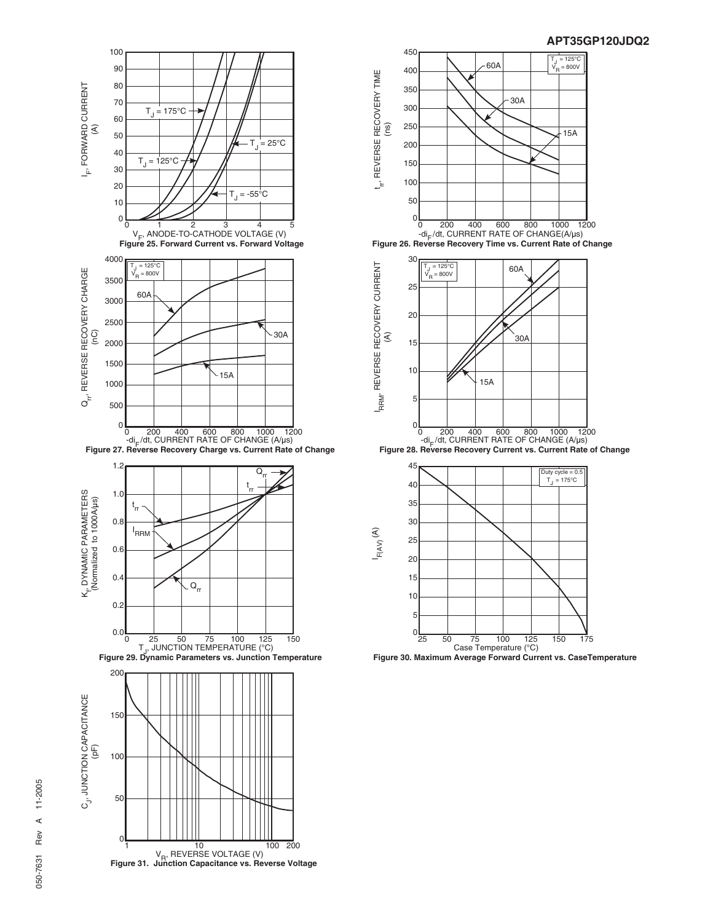$I_F$, FORWARD CURRENT (A)

100
90
80
70
60
50
40
30
20
10
0

0 1 2 3 4 5

$V_F$, ANODE-TO-CATHODE VOLTAGE (V)

$T_J$ = 175°C

$T_J$ = 125°C

$T_J$ = 25°C

$T_J$ = -55°C

**Figure 25. Forward Current vs. Forward Voltage**

$t_{rr}$, REVERSE RECOVERY TIME (ns)

450
400
350
300
250
200
150
100
50
0

0 200 400 600 800 1000 1200

$-di_F/dt$, CURRENT RATE OF CHANGE(A/μs)

$T_J$ = 125°C
$V_R$ = 800V

60A

30A

15A

**Figure 26. Reverse Recovery Time vs. Current Rate of Change**

$Q_{rr}$, REVERSE RECOVERY CHARGE (nC)

4000
3500
3000
2500
2000
1500
1000
500
0

0 200 400 600 800 1000 1200

$-di_F/dt$, CURRENT RATE OF CHANGE (A/μs)

$T_J$ = 125°C
$V_R$ = 800V

60A

30A

15A

**Figure 27. Reverse Recovery Charge vs. Current Rate of Change**

$I_{RRM}$, REVERSE RECOVERY CURRENT (A)

30
25
20
15
10
5
0

0 200 400 600 800 1000 1200

$-di_F/dt$, CURRENT RATE OF CHANGE (A/μs)

$T_J$ = 125°C
$V_R$ = 800V

60A

30A

15A

**Figure 28. Reverse Recovery Current vs. Current Rate of Change**

$K_f$, DYNAMIC PARAMETERS (Normalized to 1000A/μs)

1.2
1.0
0.8
0.6
0.4
0.2
0.0

0 25 50 75 100 125 150

$T_J$, JUNCTION TEMPERATURE (°C)

$Q_{rr}$

$t_{rr}$

$t_{rr}$

$I_{RRM}$

$Q_{rr}$

**Figure 29. Dynamic Parameters vs. Junction Temperature**

$I_{F(AV)}$ (A)

45
40
35
30
25
20
15
10
5
0

25 50 75 100 125 150 175

Case Temperature (°C)

Duty cycle = 0.5
$T_J$ = 175°C

**Figure 30. Maximum Average Forward Current vs. CaseTemperature**

$C_J$, JUNCTION CAPACITANCE (pF)

200
150
100
50
0

1 10 100 200

$V_R$, REVERSE VOLTAGE (V)

**Figure 31. Junction Capacitance vs. Reverse Voltage**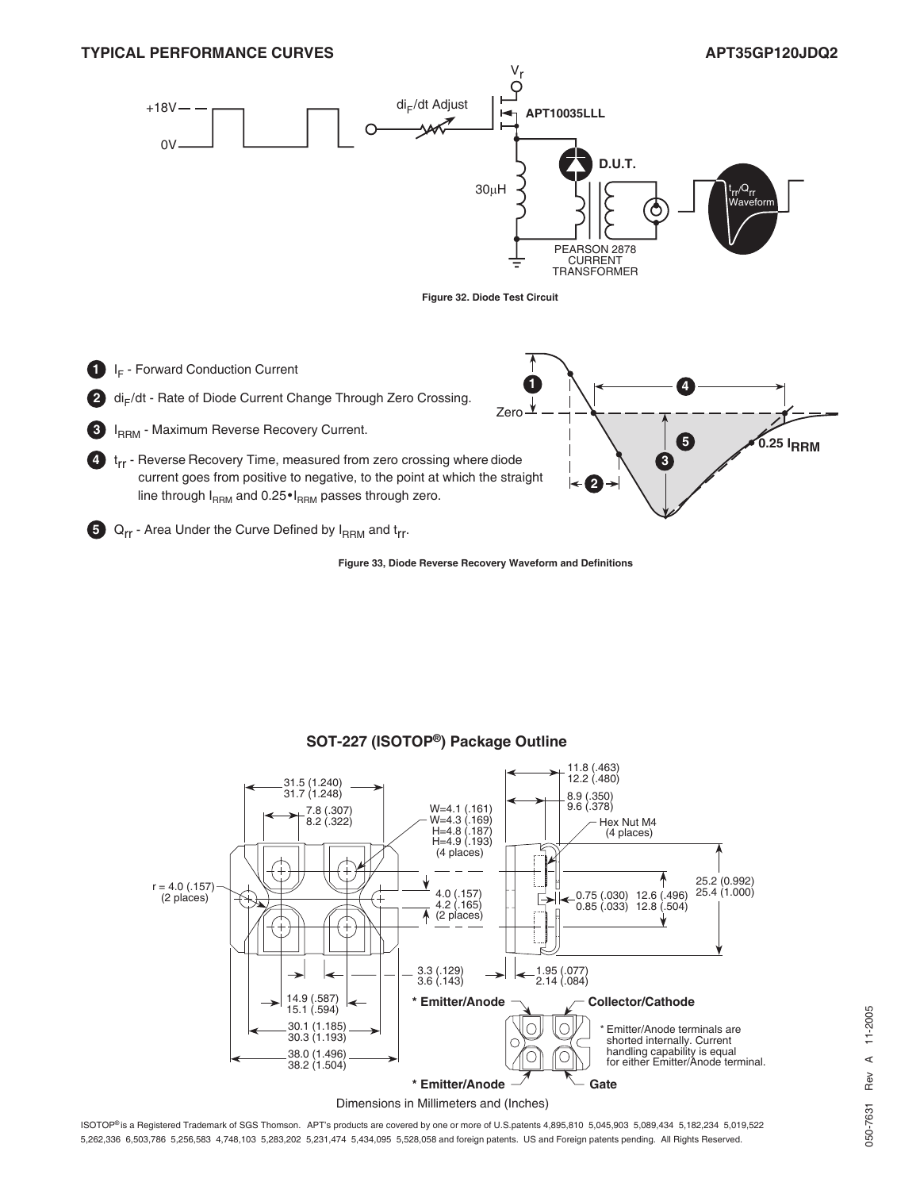+18V

0V

$di_F$/dt Adjust

$V_r$

APT10035LLL

D.U.T.

30μH

PEARSON 2878 CURRENT TRANSFORMER

$t_{rr}/Q_{rr}$ Waveform

**Figure 32. Diode Test Circuit**

1. $I_F$ - Forward Conduction Current
2. $di_F$/dt - Rate of Diode Current Change Through Zero Crossing.
3. $I_{RRM}$ - Maximum Reverse Recovery Current.
4. $t_{rr}$ - Reverse Recovery Time, measured from zero crossing where diode current goes from positive to negative, to the point at which the straight line through $I_{RRM}$ and $0.25 \cdot I_{RRM}$ passes through zero.
5. $Q_{rr}$ - Area Under the Curve Defined by $I_{RRM}$ and $t_{rr}$.

Zero

0.25 $I_{RRM}$

**Figure 33, Diode Reverse Recovery Waveform and Definitions**

## SOT-227 (ISOTOP®) Package Outline

31.5 (1.240)
31.7 (1.248)

7.8 (.307)
8.2 (.322)

W=4.1 (.161)
W=4.3 (.169)
H=4.8 (.187)
H=4.9 (.193)
(4 places)

11.8 (.463)
12.2 (.480)

8.9 (.350)
9.6 (.378)

Hex Nut M4
(4 places)

r = 4.0 (.157)
(2 places)

4.0 (.157)
4.2 (.165)
(2 places)

0.75 (.030)
0.85 (.033)

12.6 (.496)
12.8 (.504)

25.2 (0.992)
25.4 (1.000)

3.3 (.129)
3.6 (.143)

1.95 (.077)
2.14 (.084)

14.9 (.587)
15.1 (.594)

30.1 (1.185)
30.3 (1.193)

38.0 (1.496)
38.2 (1.504)

\* Emitter/Anode

Collector/Cathode

\* Emitter/Anode

Gate

\* Emitter/Anode terminals are shorted internally. Current handling capability is equal for either Emitter/Anode terminal.

Dimensions in Millimeters and (Inches)

ISOTOP® is a Registered Trademark of SGS Thomson. APT's products are covered by one or more of U.S.patents 4,895,810 5,045,903 5,089,434 5,182,234 5,019,522 5,262,336 6,503,786 5,256,583 4,748,103 5,283,202 5,231,474 5,434,095 5,528,058 and foreign patents. US and Foreign patents pending. All Rights Reserved.